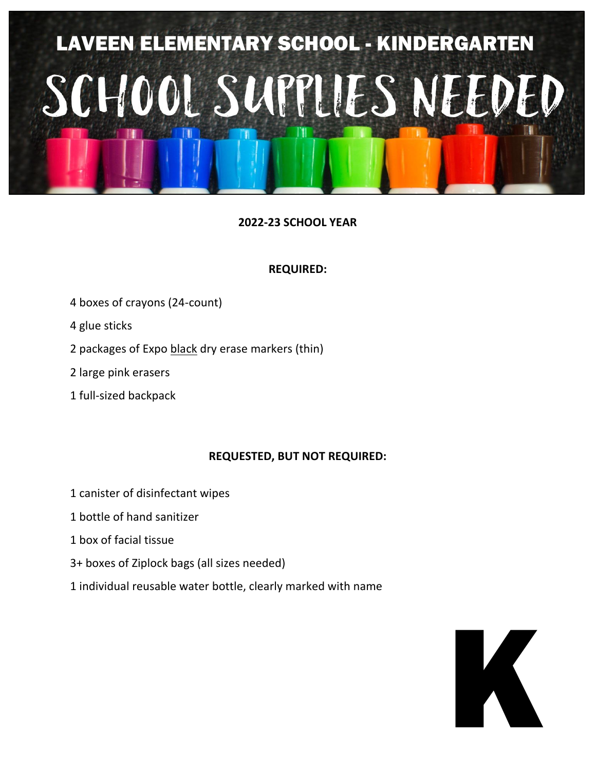# LAVEEN ELEMENTARY SCHOOL - KINDERGARTEN

# SCHOOL SUPPLIES NEEDED

**2022-23 SCHOOL YEAR**

**REQUIRED:**

4 boxes of crayons (24-count)

4 glue sticks

2 packages of Expo black dry erase markers (thin)

2 large pink erasers

1 full-sized backpack

**REQUESTED, BUT NOT REQUIRED:**

1 canister of disinfectant wipes

1 bottle of hand sanitizer

1 box of facial tissue

3+ boxes of Ziplock bags (all sizes needed)

1 individual reusable water bottle, clearly marked with name

K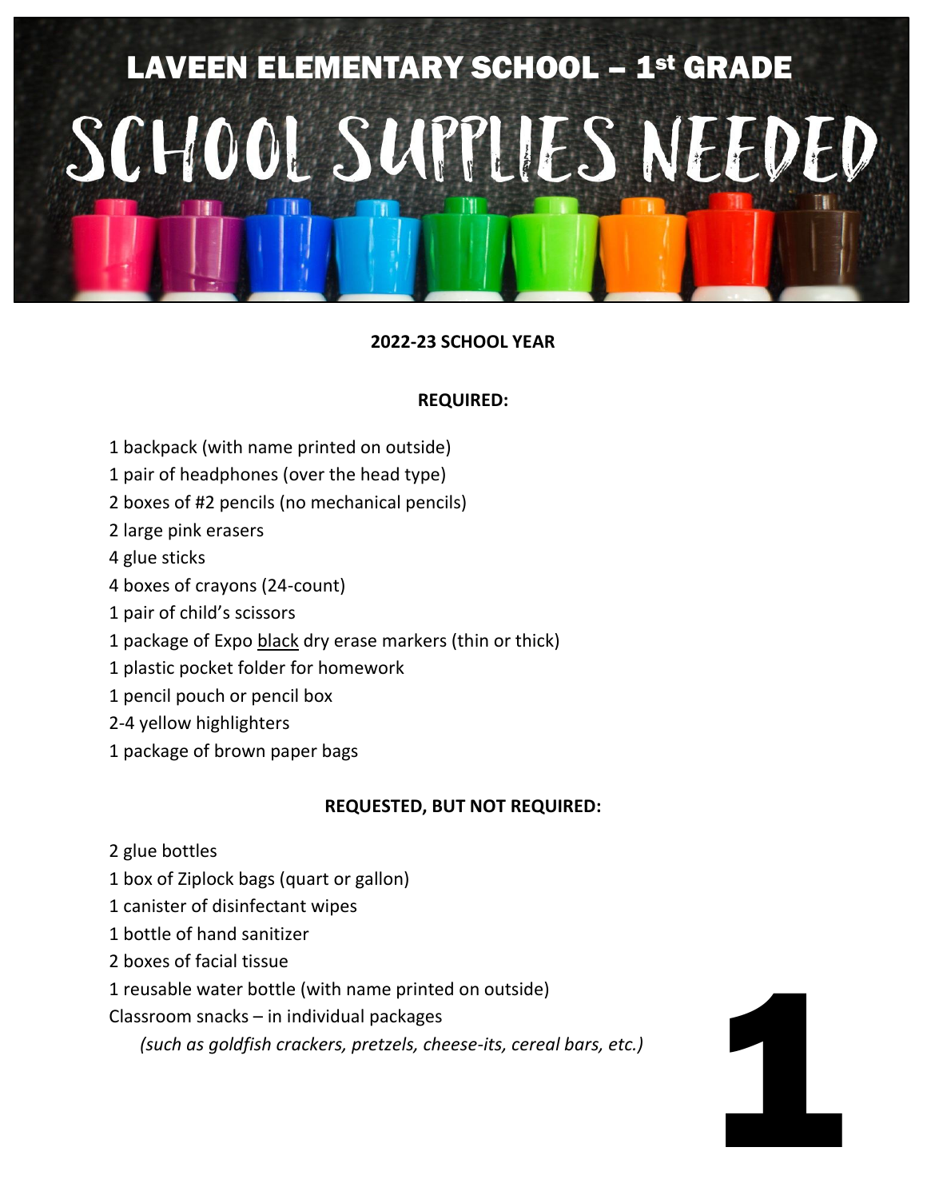# LAVEEN ELEMENTARY SCHOOL – 1st GRADE

# SCHOOL SUPPLIES NEEDED

**2022-23 SCHOOL YEAR**

**REQUIRED:**

1 backpack (with name printed on outside)
1 pair of headphones (over the head type)
2 boxes of #2 pencils (no mechanical pencils)
2 large pink erasers
4 glue sticks
4 boxes of crayons (24-count)
1 pair of child's scissors
1 package of Expo <u>black</u> dry erase markers (thin or thick)
1 plastic pocket folder for homework
1 pencil pouch or pencil box
2-4 yellow highlighters
1 package of brown paper bags

**REQUESTED, BUT NOT REQUIRED:**

2 glue bottles
1 box of Ziplock bags (quart or gallon)
1 canister of disinfectant wipes
1 bottle of hand sanitizer
2 boxes of facial tissue
1 reusable water bottle (with name printed on outside)
Classroom snacks – in individual packages
*(such as goldfish crackers, pretzels, cheese-its, cereal bars, etc.)*

1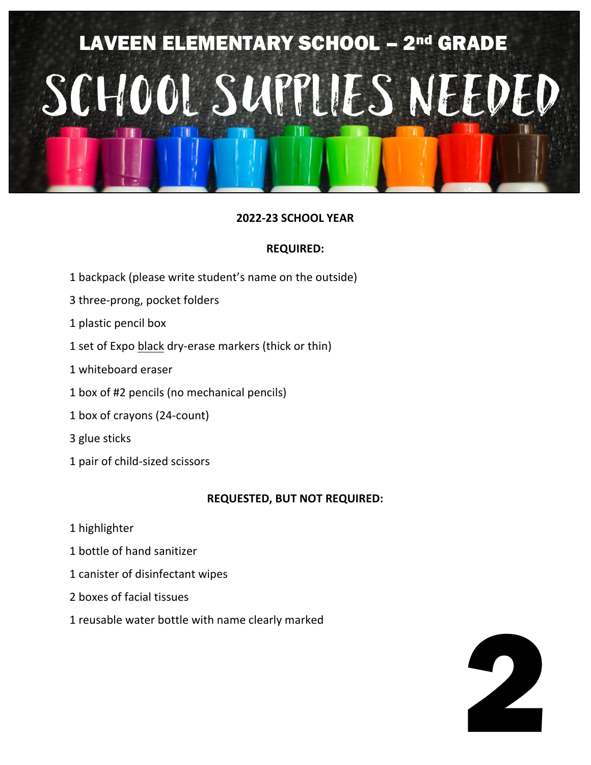# LAVEEN ELEMENTARY SCHOOL – 2nd GRADE

# SCHOOL SUPPLIES NEEDED

**2022-23 SCHOOL YEAR**

**REQUIRED:**

1 backpack (please write student's name on the outside)

3 three-prong, pocket folders

1 plastic pencil box

1 set of Expo black dry-erase markers (thick or thin)

1 whiteboard eraser

1 box of #2 pencils (no mechanical pencils)

1 box of crayons (24-count)

3 glue sticks

1 pair of child-sized scissors

**REQUESTED, BUT NOT REQUIRED:**

1 highlighter

1 bottle of hand sanitizer

1 canister of disinfectant wipes

2 boxes of facial tissues

1 reusable water bottle with name clearly marked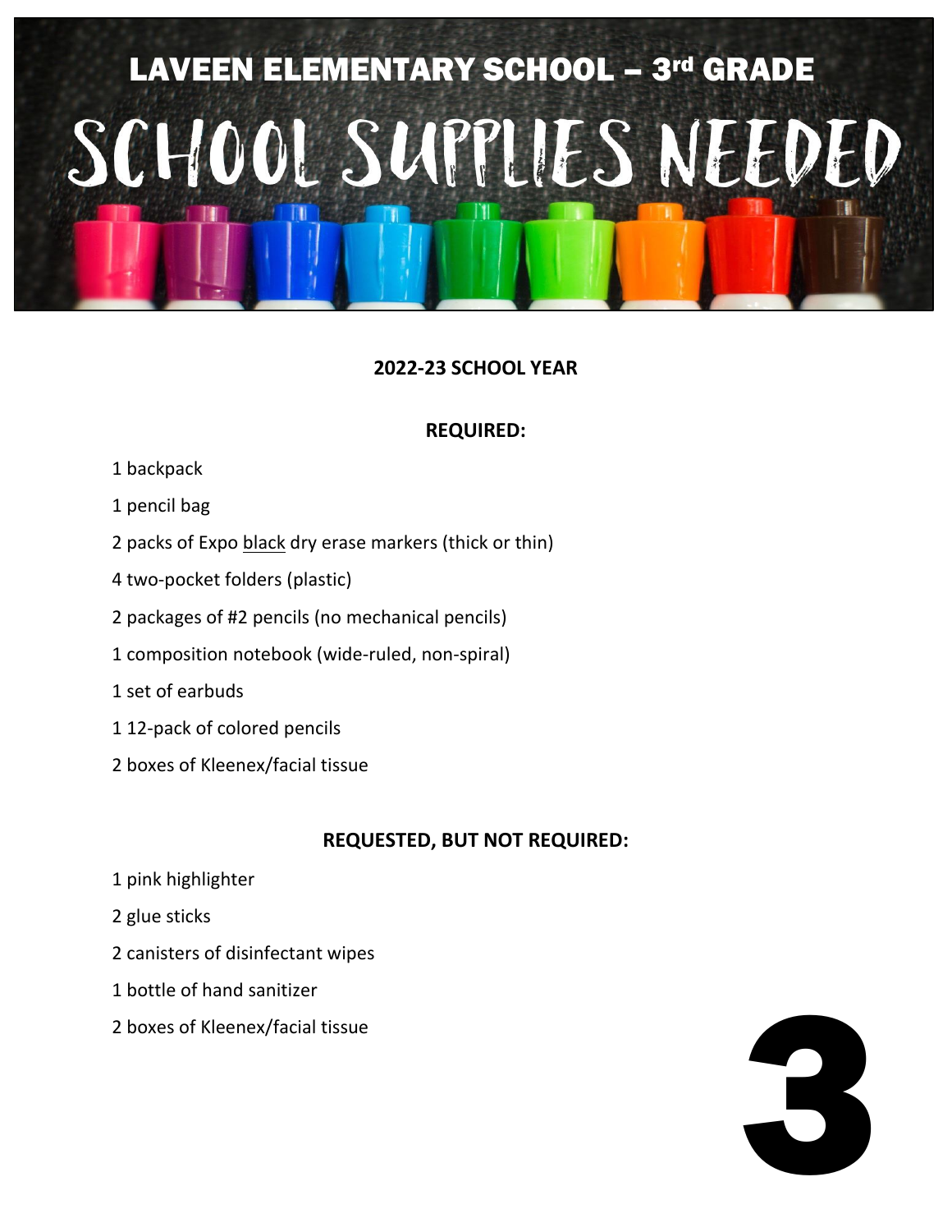# LAVEEN ELEMENTARY SCHOOL – 3rd GRADE

# SCHOOL SUPPLIES NEEDED

**2022-23 SCHOOL YEAR**

**REQUIRED:**

1 backpack

1 pencil bag

2 packs of Expo black dry erase markers (thick or thin)

4 two-pocket folders (plastic)

2 packages of #2 pencils (no mechanical pencils)

1 composition notebook (wide-ruled, non-spiral)

1 set of earbuds

1 12-pack of colored pencils

2 boxes of Kleenex/facial tissue

**REQUESTED, BUT NOT REQUIRED:**

1 pink highlighter

2 glue sticks

2 canisters of disinfectant wipes

1 bottle of hand sanitizer

2 boxes of Kleenex/facial tissue

3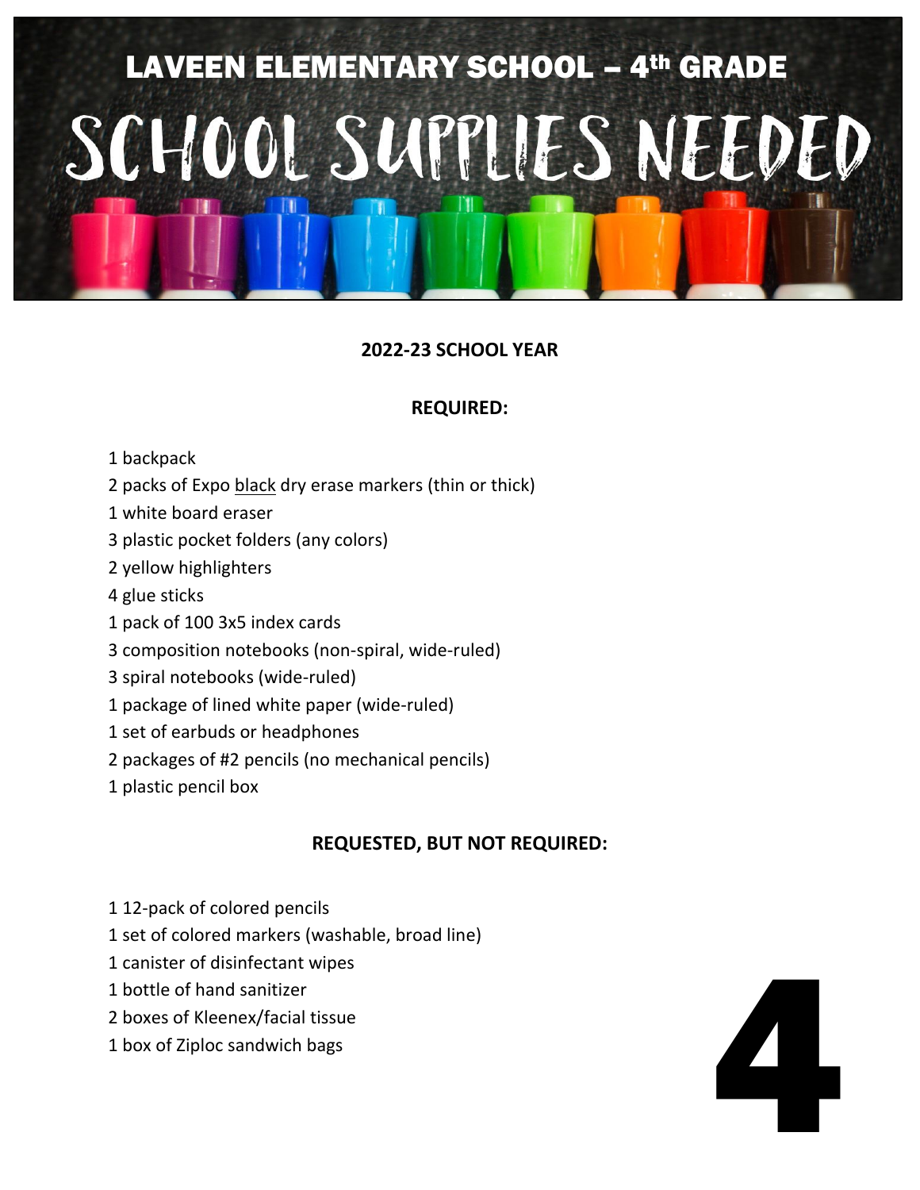# LAVEEN ELEMENTARY SCHOOL – 4th GRADE

# SCHOOL SUPPLIES NEEDED

**2022-23 SCHOOL YEAR**

**REQUIRED:**

1 backpack
2 packs of Expo black dry erase markers (thin or thick)
1 white board eraser
3 plastic pocket folders (any colors)
2 yellow highlighters
4 glue sticks
1 pack of 100 3x5 index cards
3 composition notebooks (non-spiral, wide-ruled)
3 spiral notebooks (wide-ruled)
1 package of lined white paper (wide-ruled)
1 set of earbuds or headphones
2 packages of #2 pencils (no mechanical pencils)
1 plastic pencil box

**REQUESTED, BUT NOT REQUIRED:**

1 12-pack of colored pencils
1 set of colored markers (washable, broad line)
1 canister of disinfectant wipes
1 bottle of hand sanitizer
2 boxes of Kleenex/facial tissue
1 box of Ziploc sandwich bags

4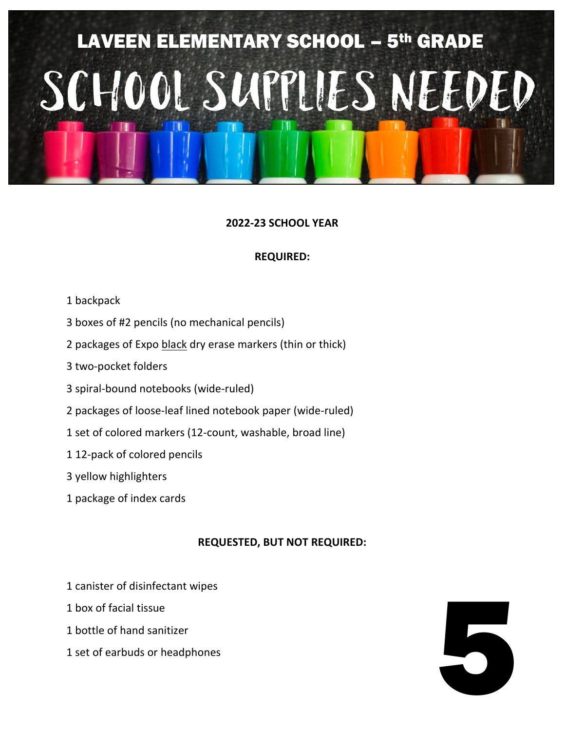# LAVEEN ELEMENTARY SCHOOL – 5th GRADE

# SCHOOL SUPPLIES NEEDED

**2022-23 SCHOOL YEAR**

**REQUIRED:**

1 backpack

3 boxes of #2 pencils (no mechanical pencils)

2 packages of Expo black dry erase markers (thin or thick)

3 two-pocket folders

3 spiral-bound notebooks (wide-ruled)

2 packages of loose-leaf lined notebook paper (wide-ruled)

1 set of colored markers (12-count, washable, broad line)

1 12-pack of colored pencils

3 yellow highlighters

1 package of index cards

**REQUESTED, BUT NOT REQUIRED:**

1 canister of disinfectant wipes

1 box of facial tissue

1 bottle of hand sanitizer

1 set of earbuds or headphones

5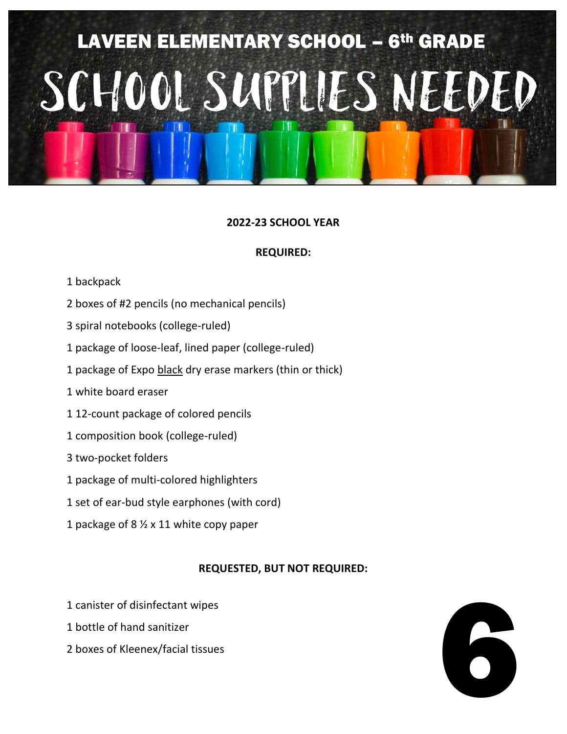# LAVEEN ELEMENTARY SCHOOL – 6th GRADE

# SCHOOL SUPPLIES NEEDED

**2022-23 SCHOOL YEAR**

**REQUIRED:**

1 backpack

2 boxes of #2 pencils (no mechanical pencils)

3 spiral notebooks (college-ruled)

1 package of loose-leaf, lined paper (college-ruled)

1 package of Expo black dry erase markers (thin or thick)

1 white board eraser

1 12-count package of colored pencils

1 composition book (college-ruled)

3 two-pocket folders

1 package of multi-colored highlighters

1 set of ear-bud style earphones (with cord)

1 package of 8 ½ x 11 white copy paper

**REQUESTED, BUT NOT REQUIRED:**

1 canister of disinfectant wipes

1 bottle of hand sanitizer

2 boxes of Kleenex/facial tissues

6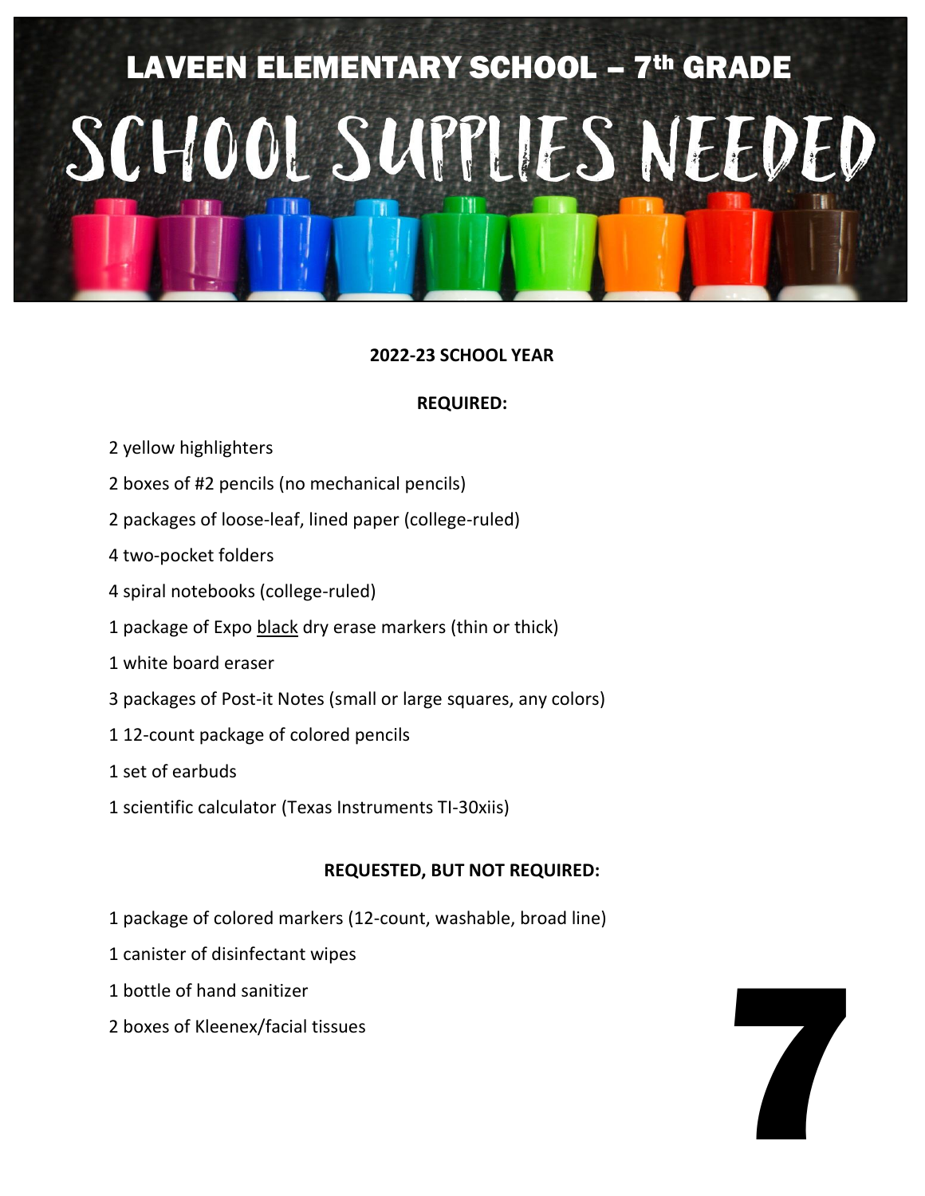# LAVEEN ELEMENTARY SCHOOL – 7th GRADE

# SCHOOL SUPPLIES NEEDED

**2022-23 SCHOOL YEAR**

**REQUIRED:**

2 yellow highlighters

2 boxes of #2 pencils (no mechanical pencils)

2 packages of loose-leaf, lined paper (college-ruled)

4 two-pocket folders

4 spiral notebooks (college-ruled)

1 package of Expo black dry erase markers (thin or thick)

1 white board eraser

3 packages of Post-it Notes (small or large squares, any colors)

1 12-count package of colored pencils

1 set of earbuds

1 scientific calculator (Texas Instruments TI-30xiis)

**REQUESTED, BUT NOT REQUIRED:**

1 package of colored markers (12-count, washable, broad line)

1 canister of disinfectant wipes

1 bottle of hand sanitizer

2 boxes of Kleenex/facial tissues

7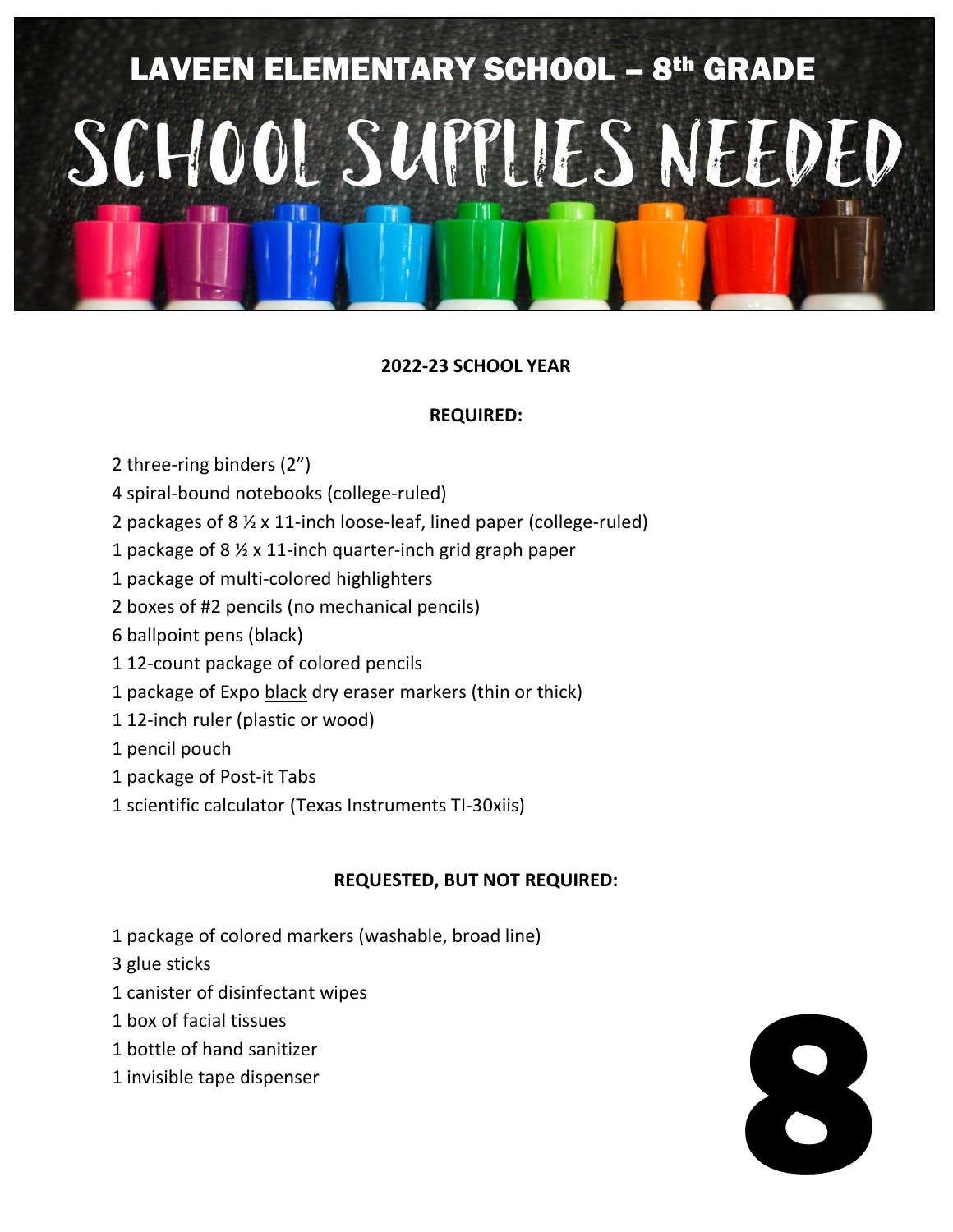# LAVEEN ELEMENTARY SCHOOL – 8th GRADE

# SCHOOL SUPPLIES NEEDED

**2022-23 SCHOOL YEAR**

**REQUIRED:**

2 three-ring binders (2")
4 spiral-bound notebooks (college-ruled)
2 packages of 8 ½ x 11-inch loose-leaf, lined paper (college-ruled)
1 package of 8 ½ x 11-inch quarter-inch grid graph paper
1 package of multi-colored highlighters
2 boxes of #2 pencils (no mechanical pencils)
6 ballpoint pens (black)
1 12-count package of colored pencils
1 package of Expo <u>black</u> dry eraser markers (thin or thick)
1 12-inch ruler (plastic or wood)
1 pencil pouch
1 package of Post-it Tabs
1 scientific calculator (Texas Instruments TI-30xiis)

**REQUESTED, BUT NOT REQUIRED:**

1 package of colored markers (washable, broad line)
3 glue sticks
1 canister of disinfectant wipes
1 box of facial tissues
1 bottle of hand sanitizer
1 invisible tape dispenser

8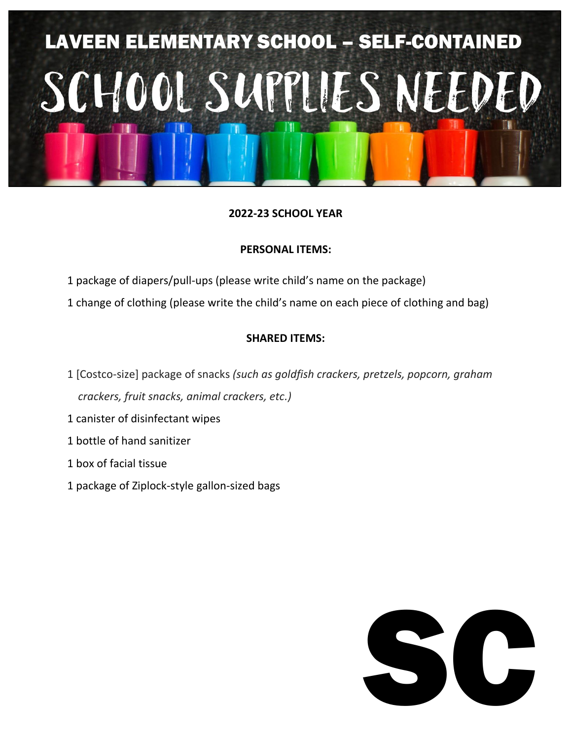# LAVEEN ELEMENTARY SCHOOL – SELF-CONTAINED

# SCHOOL SUPPLIES NEEDED

**2022-23 SCHOOL YEAR**

**PERSONAL ITEMS:**

1 package of diapers/pull-ups (please write child's name on the package)

1 change of clothing (please write the child's name on each piece of clothing and bag)

**SHARED ITEMS:**

1 [Costco-size] package of snacks *(such as goldfish crackers, pretzels, popcorn, graham crackers, fruit snacks, animal crackers, etc.)*

1 canister of disinfectant wipes

1 bottle of hand sanitizer

1 box of facial tissue

1 package of Ziplock-style gallon-sized bags

SC